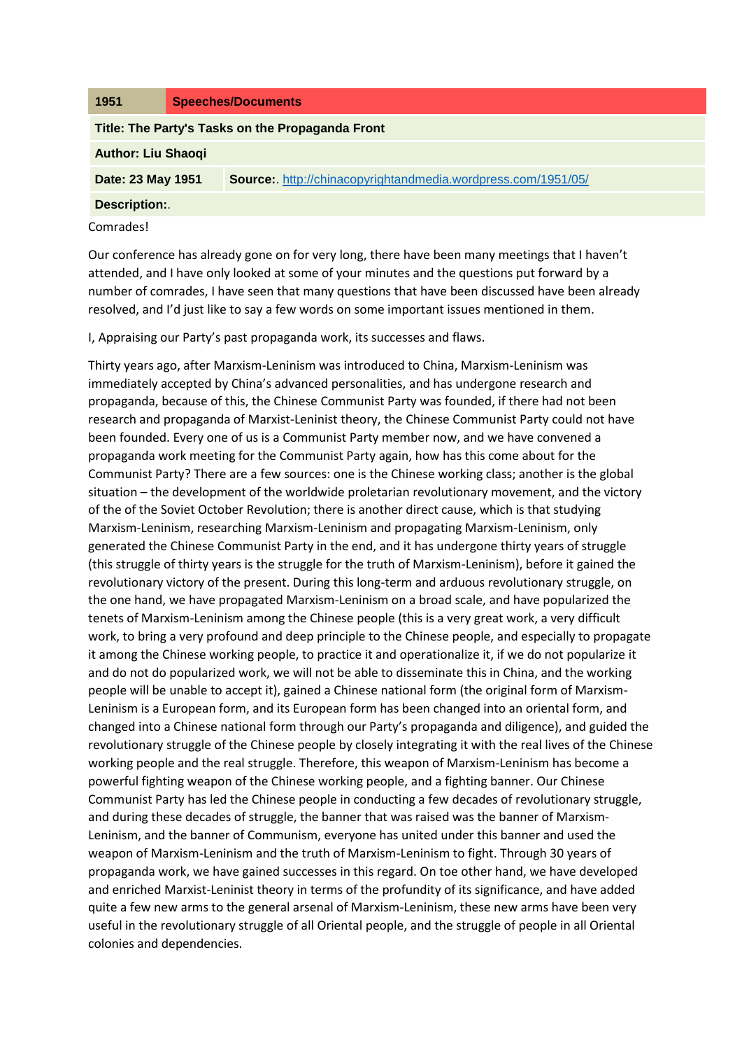| 1951 | Speeches/Documents |
| --- | --- |
| **Title: The Party's Tasks on the Propaganda Front** | |
| **Author: Liu Shaoqi** | |
| **Date: 23 May 1951** | **Source:**. http://chinacopyrightandmedia.wordpress.com/1951/05/ |
| **Description:**. | |

Comrades!

Our conference has already gone on for very long, there have been many meetings that I haven't attended, and I have only looked at some of your minutes and the questions put forward by a number of comrades, I have seen that many questions that have been discussed have been already resolved, and I'd just like to say a few words on some important issues mentioned in them.

I, Appraising our Party's past propaganda work, its successes and flaws.

Thirty years ago, after Marxism-Leninism was introduced to China, Marxism-Leninism was immediately accepted by China's advanced personalities, and has undergone research and propaganda, because of this, the Chinese Communist Party was founded, if there had not been research and propaganda of Marxist-Leninist theory, the Chinese Communist Party could not have been founded. Every one of us is a Communist Party member now, and we have convened a propaganda work meeting for the Communist Party again, how has this come about for the Communist Party? There are a few sources: one is the Chinese working class; another is the global situation – the development of the worldwide proletarian revolutionary movement, and the victory of the of the Soviet October Revolution; there is another direct cause, which is that studying Marxism-Leninism, researching Marxism-Leninism and propagating Marxism-Leninism, only generated the Chinese Communist Party in the end, and it has undergone thirty years of struggle (this struggle of thirty years is the struggle for the truth of Marxism-Leninism), before it gained the revolutionary victory of the present. During this long-term and arduous revolutionary struggle, on the one hand, we have propagated Marxism-Leninism on a broad scale, and have popularized the tenets of Marxism-Leninism among the Chinese people (this is a very great work, a very difficult work, to bring a very profound and deep principle to the Chinese people, and especially to propagate it among the Chinese working people, to practice it and operationalize it, if we do not popularize it and do not do popularized work, we will not be able to disseminate this in China, and the working people will be unable to accept it), gained a Chinese national form (the original form of Marxism-Leninism is a European form, and its European form has been changed into an oriental form, and changed into a Chinese national form through our Party's propaganda and diligence), and guided the revolutionary struggle of the Chinese people by closely integrating it with the real lives of the Chinese working people and the real struggle. Therefore, this weapon of Marxism-Leninism has become a powerful fighting weapon of the Chinese working people, and a fighting banner. Our Chinese Communist Party has led the Chinese people in conducting a few decades of revolutionary struggle, and during these decades of struggle, the banner that was raised was the banner of Marxism-Leninism, and the banner of Communism, everyone has united under this banner and used the weapon of Marxism-Leninism and the truth of Marxism-Leninism to fight. Through 30 years of propaganda work, we have gained successes in this regard. On toe other hand, we have developed and enriched Marxist-Leninist theory in terms of the profundity of its significance, and have added quite a few new arms to the general arsenal of Marxism-Leninism, these new arms have been very useful in the revolutionary struggle of all Oriental people, and the struggle of people in all Oriental colonies and dependencies.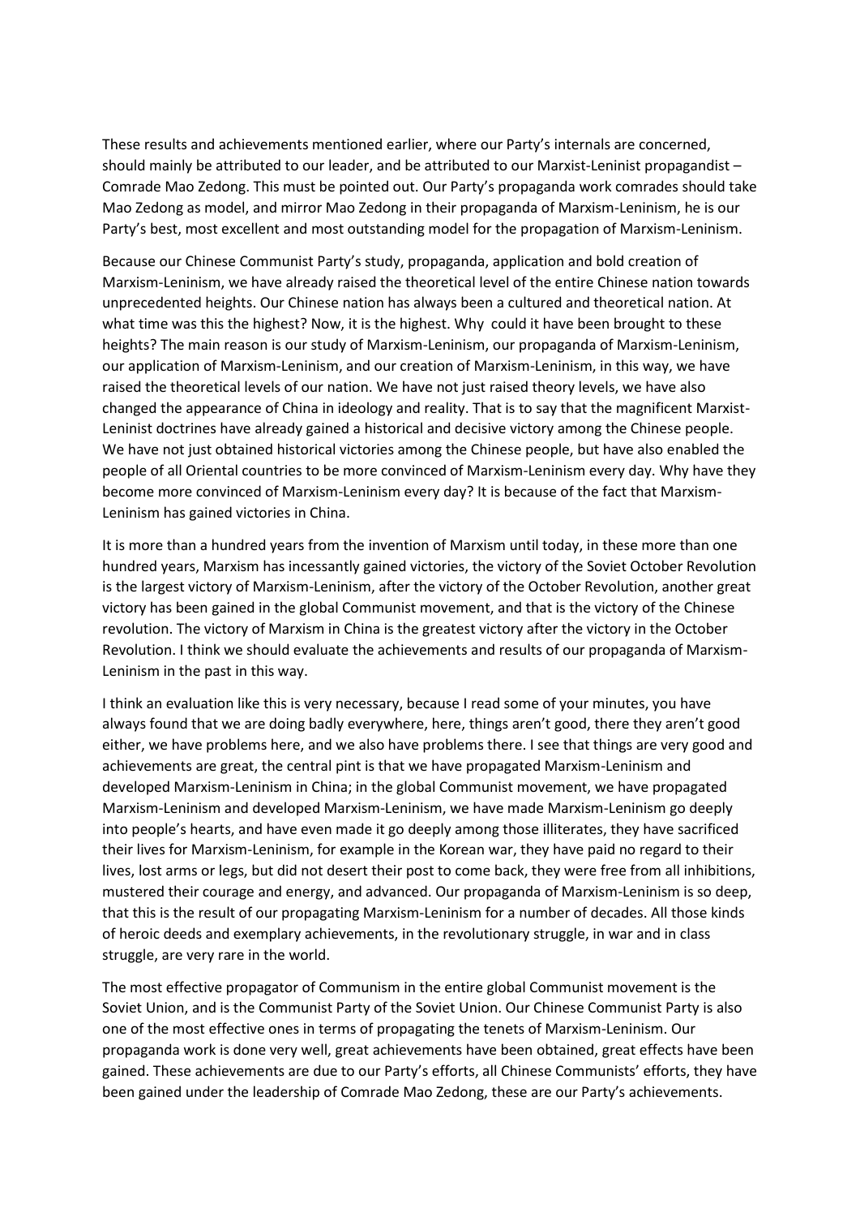These results and achievements mentioned earlier, where our Party's internals are concerned, should mainly be attributed to our leader, and be attributed to our Marxist-Leninist propagandist – Comrade Mao Zedong. This must be pointed out. Our Party's propaganda work comrades should take Mao Zedong as model, and mirror Mao Zedong in their propaganda of Marxism-Leninism, he is our Party's best, most excellent and most outstanding model for the propagation of Marxism-Leninism.

Because our Chinese Communist Party's study, propaganda, application and bold creation of Marxism-Leninism, we have already raised the theoretical level of the entire Chinese nation towards unprecedented heights. Our Chinese nation has always been a cultured and theoretical nation. At what time was this the highest? Now, it is the highest. Why  could it have been brought to these heights? The main reason is our study of Marxism-Leninism, our propaganda of Marxism-Leninism, our application of Marxism-Leninism, and our creation of Marxism-Leninism, in this way, we have raised the theoretical levels of our nation. We have not just raised theory levels, we have also changed the appearance of China in ideology and reality. That is to say that the magnificent Marxist-Leninist doctrines have already gained a historical and decisive victory among the Chinese people. We have not just obtained historical victories among the Chinese people, but have also enabled the people of all Oriental countries to be more convinced of Marxism-Leninism every day. Why have they become more convinced of Marxism-Leninism every day? It is because of the fact that Marxism-Leninism has gained victories in China.

It is more than a hundred years from the invention of Marxism until today, in these more than one hundred years, Marxism has incessantly gained victories, the victory of the Soviet October Revolution is the largest victory of Marxism-Leninism, after the victory of the October Revolution, another great victory has been gained in the global Communist movement, and that is the victory of the Chinese revolution. The victory of Marxism in China is the greatest victory after the victory in the October Revolution. I think we should evaluate the achievements and results of our propaganda of Marxism-Leninism in the past in this way.

I think an evaluation like this is very necessary, because I read some of your minutes, you have always found that we are doing badly everywhere, here, things aren't good, there they aren't good either, we have problems here, and we also have problems there. I see that things are very good and achievements are great, the central pint is that we have propagated Marxism-Leninism and developed Marxism-Leninism in China; in the global Communist movement, we have propagated Marxism-Leninism and developed Marxism-Leninism, we have made Marxism-Leninism go deeply into people's hearts, and have even made it go deeply among those illiterates, they have sacrificed their lives for Marxism-Leninism, for example in the Korean war, they have paid no regard to their lives, lost arms or legs, but did not desert their post to come back, they were free from all inhibitions, mustered their courage and energy, and advanced. Our propaganda of Marxism-Leninism is so deep, that this is the result of our propagating Marxism-Leninism for a number of decades. All those kinds of heroic deeds and exemplary achievements, in the revolutionary struggle, in war and in class struggle, are very rare in the world.

The most effective propagator of Communism in the entire global Communist movement is the Soviet Union, and is the Communist Party of the Soviet Union. Our Chinese Communist Party is also one of the most effective ones in terms of propagating the tenets of Marxism-Leninism. Our propaganda work is done very well, great achievements have been obtained, great effects have been gained. These achievements are due to our Party's efforts, all Chinese Communists' efforts, they have been gained under the leadership of Comrade Mao Zedong, these are our Party's achievements.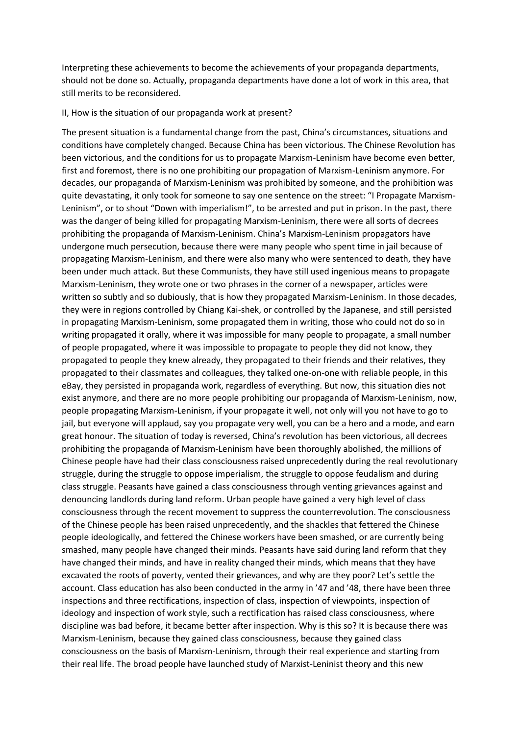Interpreting these achievements to become the achievements of your propaganda departments, should not be done so. Actually, propaganda departments have done a lot of work in this area, that still merits to be reconsidered.

II, How is the situation of our propaganda work at present?

The present situation is a fundamental change from the past, China's circumstances, situations and conditions have completely changed. Because China has been victorious. The Chinese Revolution has been victorious, and the conditions for us to propagate Marxism-Leninism have become even better, first and foremost, there is no one prohibiting our propagation of Marxism-Leninism anymore. For decades, our propaganda of Marxism-Leninism was prohibited by someone, and the prohibition was quite devastating, it only took for someone to say one sentence on the street: "I Propagate Marxism-Leninism", or to shout "Down with imperialism!", to be arrested and put in prison. In the past, there was the danger of being killed for propagating Marxism-Leninism, there were all sorts of decrees prohibiting the propaganda of Marxism-Leninism. China's Marxism-Leninism propagators have undergone much persecution, because there were many people who spent time in jail because of propagating Marxism-Leninism, and there were also many who were sentenced to death, they have been under much attack. But these Communists, they have still used ingenious means to propagate Marxism-Leninism, they wrote one or two phrases in the corner of a newspaper, articles were written so subtly and so dubiously, that is how they propagated Marxism-Leninism. In those decades, they were in regions controlled by Chiang Kai-shek, or controlled by the Japanese, and still persisted in propagating Marxism-Leninism, some propagated them in writing, those who could not do so in writing propagated it orally, where it was impossible for many people to propagate, a small number of people propagated, where it was impossible to propagate to people they did not know, they propagated to people they knew already, they propagated to their friends and their relatives, they propagated to their classmates and colleagues, they talked one-on-one with reliable people, in this eBay, they persisted in propaganda work, regardless of everything. But now, this situation dies not exist anymore, and there are no more people prohibiting our propaganda of Marxism-Leninism, now, people propagating Marxism-Leninism, if your propagate it well, not only will you not have to go to jail, but everyone will applaud, say you propagate very well, you can be a hero and a mode, and earn great honour. The situation of today is reversed, China's revolution has been victorious, all decrees prohibiting the propaganda of Marxism-Leninism have been thoroughly abolished, the millions of Chinese people have had their class consciousness raised unprecedently during the real revolutionary struggle, during the struggle to oppose imperialism, the struggle to oppose feudalism and during class struggle. Peasants have gained a class consciousness through venting grievances against and denouncing landlords during land reform. Urban people have gained a very high level of class consciousness through the recent movement to suppress the counterrevolution. The consciousness of the Chinese people has been raised unprecedently, and the shackles that fettered the Chinese people ideologically, and fettered the Chinese workers have been smashed, or are currently being smashed, many people have changed their minds. Peasants have said during land reform that they have changed their minds, and have in reality changed their minds, which means that they have excavated the roots of poverty, vented their grievances, and why are they poor? Let's settle the account. Class education has also been conducted in the army in '47 and '48, there have been three inspections and three rectifications, inspection of class, inspection of viewpoints, inspection of ideology and inspection of work style, such a rectification has raised class consciousness, where discipline was bad before, it became better after inspection. Why is this so? It is because there was Marxism-Leninism, because they gained class consciousness, because they gained class consciousness on the basis of Marxism-Leninism, through their real experience and starting from their real life. The broad people have launched study of Marxist-Leninist theory and this new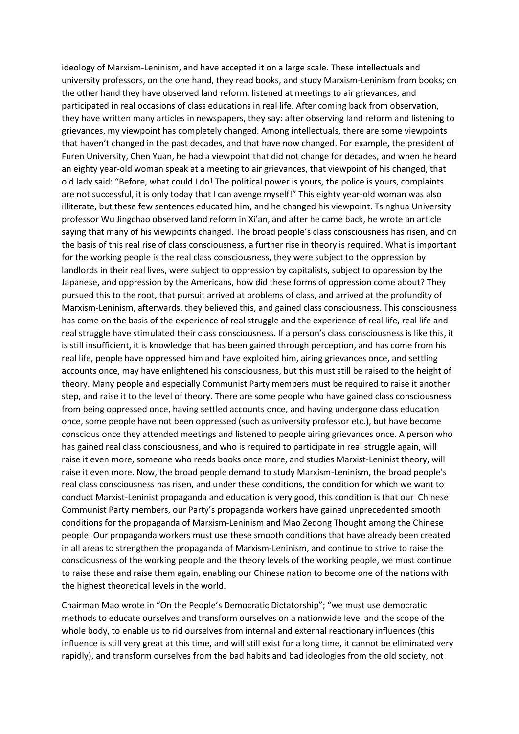ideology of Marxism-Leninism, and have accepted it on a large scale. These intellectuals and university professors, on the one hand, they read books, and study Marxism-Leninism from books; on the other hand they have observed land reform, listened at meetings to air grievances, and participated in real occasions of class educations in real life. After coming back from observation, they have written many articles in newspapers, they say: after observing land reform and listening to grievances, my viewpoint has completely changed. Among intellectuals, there are some viewpoints that haven't changed in the past decades, and that have now changed. For example, the president of Furen University, Chen Yuan, he had a viewpoint that did not change for decades, and when he heard an eighty year-old woman speak at a meeting to air grievances, that viewpoint of his changed, that old lady said: "Before, what could I do! The political power is yours, the police is yours, complaints are not successful, it is only today that I can avenge myself!" This eighty year-old woman was also illiterate, but these few sentences educated him, and he changed his viewpoint. Tsinghua University professor Wu Jingchao observed land reform in Xi'an, and after he came back, he wrote an article saying that many of his viewpoints changed. The broad people's class consciousness has risen, and on the basis of this real rise of class consciousness, a further rise in theory is required. What is important for the working people is the real class consciousness, they were subject to the oppression by landlords in their real lives, were subject to oppression by capitalists, subject to oppression by the Japanese, and oppression by the Americans, how did these forms of oppression come about? They pursued this to the root, that pursuit arrived at problems of class, and arrived at the profundity of Marxism-Leninism, afterwards, they believed this, and gained class consciousness. This consciousness has come on the basis of the experience of real struggle and the experience of real life, real life and real struggle have stimulated their class consciousness. If a person's class consciousness is like this, it is still insufficient, it is knowledge that has been gained through perception, and has come from his real life, people have oppressed him and have exploited him, airing grievances once, and settling accounts once, may have enlightened his consciousness, but this must still be raised to the height of theory. Many people and especially Communist Party members must be required to raise it another step, and raise it to the level of theory. There are some people who have gained class consciousness from being oppressed once, having settled accounts once, and having undergone class education once, some people have not been oppressed (such as university professor etc.), but have become conscious once they attended meetings and listened to people airing grievances once. A person who has gained real class consciousness, and who is required to participate in real struggle again, will raise it even more, someone who reeds books once more, and studies Marxist-Leninist theory, will raise it even more. Now, the broad people demand to study Marxism-Leninism, the broad people's real class consciousness has risen, and under these conditions, the condition for which we want to conduct Marxist-Leninist propaganda and education is very good, this condition is that our Chinese Communist Party members, our Party's propaganda workers have gained unprecedented smooth conditions for the propaganda of Marxism-Leninism and Mao Zedong Thought among the Chinese people. Our propaganda workers must use these smooth conditions that have already been created in all areas to strengthen the propaganda of Marxism-Leninism, and continue to strive to raise the consciousness of the working people and the theory levels of the working people, we must continue to raise these and raise them again, enabling our Chinese nation to become one of the nations with the highest theoretical levels in the world.

Chairman Mao wrote in "On the People's Democratic Dictatorship"; "we must use democratic methods to educate ourselves and transform ourselves on a nationwide level and the scope of the whole body, to enable us to rid ourselves from internal and external reactionary influences (this influence is still very great at this time, and will still exist for a long time, it cannot be eliminated very rapidly), and transform ourselves from the bad habits and bad ideologies from the old society, not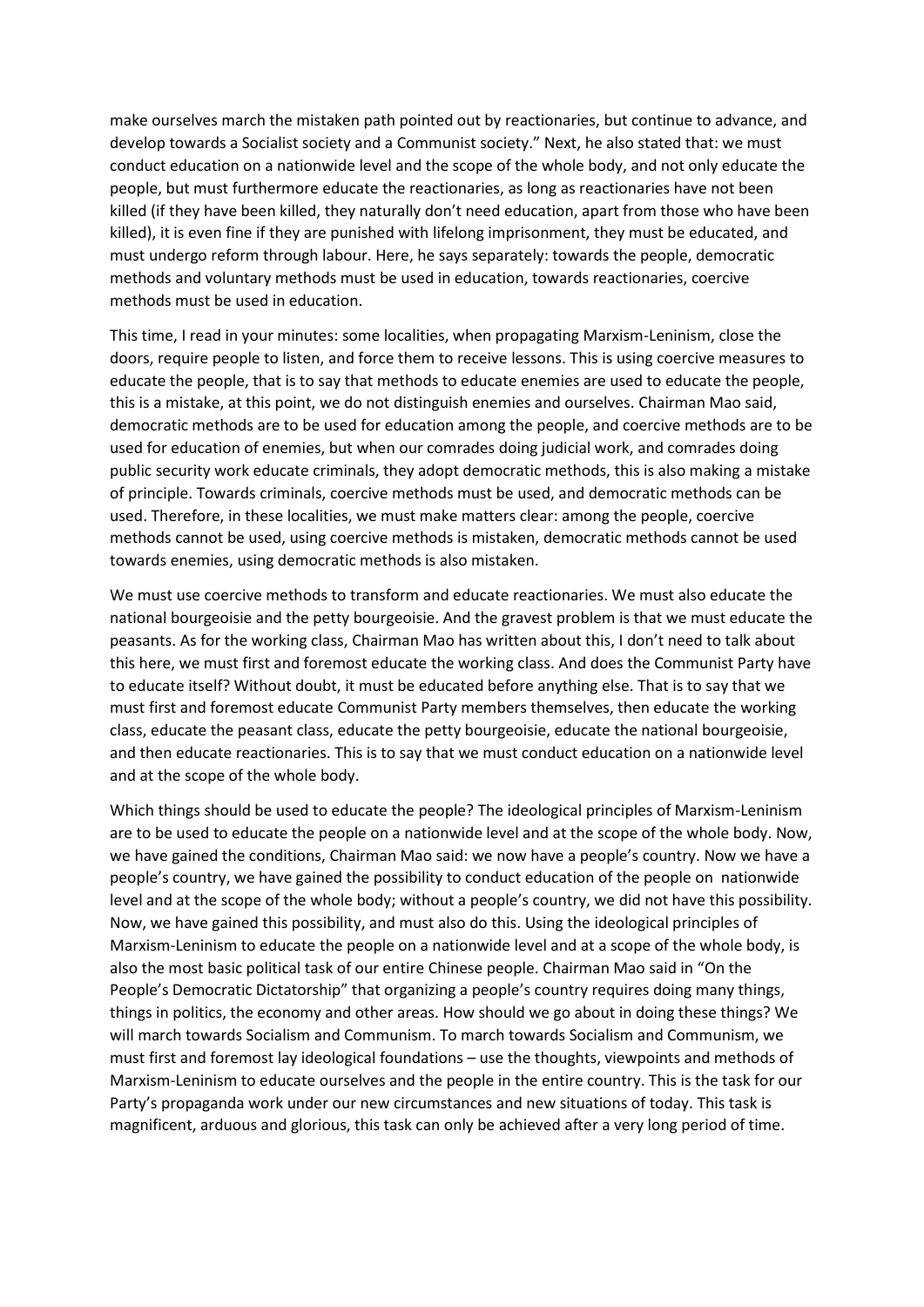make ourselves march the mistaken path pointed out by reactionaries, but continue to advance, and develop towards a Socialist society and a Communist society." Next, he also stated that: we must conduct education on a nationwide level and the scope of the whole body, and not only educate the people, but must furthermore educate the reactionaries, as long as reactionaries have not been killed (if they have been killed, they naturally don't need education, apart from those who have been killed), it is even fine if they are punished with lifelong imprisonment, they must be educated, and must undergo reform through labour. Here, he says separately: towards the people, democratic methods and voluntary methods must be used in education, towards reactionaries, coercive methods must be used in education.

This time, I read in your minutes: some localities, when propagating Marxism-Leninism, close the doors, require people to listen, and force them to receive lessons. This is using coercive measures to educate the people, that is to say that methods to educate enemies are used to educate the people, this is a mistake, at this point, we do not distinguish enemies and ourselves. Chairman Mao said, democratic methods are to be used for education among the people, and coercive methods are to be used for education of enemies, but when our comrades doing judicial work, and comrades doing public security work educate criminals, they adopt democratic methods, this is also making a mistake of principle. Towards criminals, coercive methods must be used, and democratic methods can be used. Therefore, in these localities, we must make matters clear: among the people, coercive methods cannot be used, using coercive methods is mistaken, democratic methods cannot be used towards enemies, using democratic methods is also mistaken.

We must use coercive methods to transform and educate reactionaries. We must also educate the national bourgeoisie and the petty bourgeoisie. And the gravest problem is that we must educate the peasants. As for the working class, Chairman Mao has written about this, I don't need to talk about this here, we must first and foremost educate the working class. And does the Communist Party have to educate itself? Without doubt, it must be educated before anything else. That is to say that we must first and foremost educate Communist Party members themselves, then educate the working class, educate the peasant class, educate the petty bourgeoisie, educate the national bourgeoisie, and then educate reactionaries. This is to say that we must conduct education on a nationwide level and at the scope of the whole body.

Which things should be used to educate the people? The ideological principles of Marxism-Leninism are to be used to educate the people on a nationwide level and at the scope of the whole body. Now, we have gained the conditions, Chairman Mao said: we now have a people's country. Now we have a people's country, we have gained the possibility to conduct education of the people on nationwide level and at the scope of the whole body; without a people's country, we did not have this possibility. Now, we have gained this possibility, and must also do this. Using the ideological principles of Marxism-Leninism to educate the people on a nationwide level and at a scope of the whole body, is also the most basic political task of our entire Chinese people. Chairman Mao said in "On the People's Democratic Dictatorship" that organizing a people's country requires doing many things, things in politics, the economy and other areas. How should we go about in doing these things? We will march towards Socialism and Communism. To march towards Socialism and Communism, we must first and foremost lay ideological foundations – use the thoughts, viewpoints and methods of Marxism-Leninism to educate ourselves and the people in the entire country. This is the task for our Party's propaganda work under our new circumstances and new situations of today. This task is magnificent, arduous and glorious, this task can only be achieved after a very long period of time.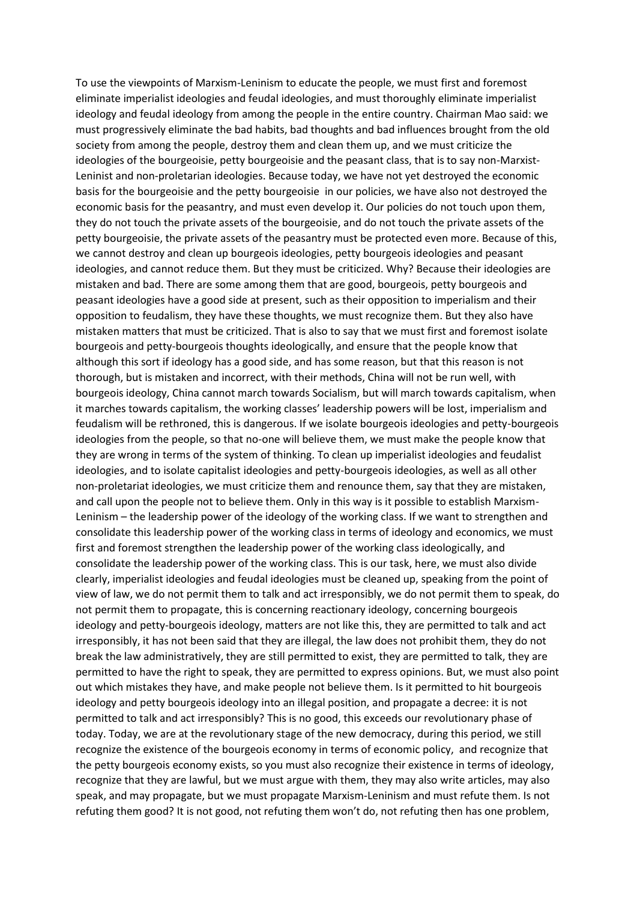To use the viewpoints of Marxism-Leninism to educate the people, we must first and foremost eliminate imperialist ideologies and feudal ideologies, and must thoroughly eliminate imperialist ideology and feudal ideology from among the people in the entire country. Chairman Mao said: we must progressively eliminate the bad habits, bad thoughts and bad influences brought from the old society from among the people, destroy them and clean them up, and we must criticize the ideologies of the bourgeoisie, petty bourgeoisie and the peasant class, that is to say non-Marxist-Leninist and non-proletarian ideologies. Because today, we have not yet destroyed the economic basis for the bourgeoisie and the petty bourgeoisie in our policies, we have also not destroyed the economic basis for the peasantry, and must even develop it. Our policies do not touch upon them, they do not touch the private assets of the bourgeoisie, and do not touch the private assets of the petty bourgeoisie, the private assets of the peasantry must be protected even more. Because of this, we cannot destroy and clean up bourgeois ideologies, petty bourgeois ideologies and peasant ideologies, and cannot reduce them. But they must be criticized. Why? Because their ideologies are mistaken and bad. There are some among them that are good, bourgeois, petty bourgeois and peasant ideologies have a good side at present, such as their opposition to imperialism and their opposition to feudalism, they have these thoughts, we must recognize them. But they also have mistaken matters that must be criticized. That is also to say that we must first and foremost isolate bourgeois and petty-bourgeois thoughts ideologically, and ensure that the people know that although this sort if ideology has a good side, and has some reason, but that this reason is not thorough, but is mistaken and incorrect, with their methods, China will not be run well, with bourgeois ideology, China cannot march towards Socialism, but will march towards capitalism, when it marches towards capitalism, the working classes' leadership powers will be lost, imperialism and feudalism will be rethroned, this is dangerous. If we isolate bourgeois ideologies and petty-bourgeois ideologies from the people, so that no-one will believe them, we must make the people know that they are wrong in terms of the system of thinking. To clean up imperialist ideologies and feudalist ideologies, and to isolate capitalist ideologies and petty-bourgeois ideologies, as well as all other non-proletariat ideologies, we must criticize them and renounce them, say that they are mistaken, and call upon the people not to believe them. Only in this way is it possible to establish Marxism-Leninism – the leadership power of the ideology of the working class. If we want to strengthen and consolidate this leadership power of the working class in terms of ideology and economics, we must first and foremost strengthen the leadership power of the working class ideologically, and consolidate the leadership power of the working class. This is our task, here, we must also divide clearly, imperialist ideologies and feudal ideologies must be cleaned up, speaking from the point of view of law, we do not permit them to talk and act irresponsibly, we do not permit them to speak, do not permit them to propagate, this is concerning reactionary ideology, concerning bourgeois ideology and petty-bourgeois ideology, matters are not like this, they are permitted to talk and act irresponsibly, it has not been said that they are illegal, the law does not prohibit them, they do not break the law administratively, they are still permitted to exist, they are permitted to talk, they are permitted to have the right to speak, they are permitted to express opinions. But, we must also point out which mistakes they have, and make people not believe them. Is it permitted to hit bourgeois ideology and petty bourgeois ideology into an illegal position, and propagate a decree: it is not permitted to talk and act irresponsibly? This is no good, this exceeds our revolutionary phase of today. Today, we are at the revolutionary stage of the new democracy, during this period, we still recognize the existence of the bourgeois economy in terms of economic policy, and recognize that the petty bourgeois economy exists, so you must also recognize their existence in terms of ideology, recognize that they are lawful, but we must argue with them, they may also write articles, may also speak, and may propagate, but we must propagate Marxism-Leninism and must refute them. Is not refuting them good? It is not good, not refuting them won't do, not refuting then has one problem,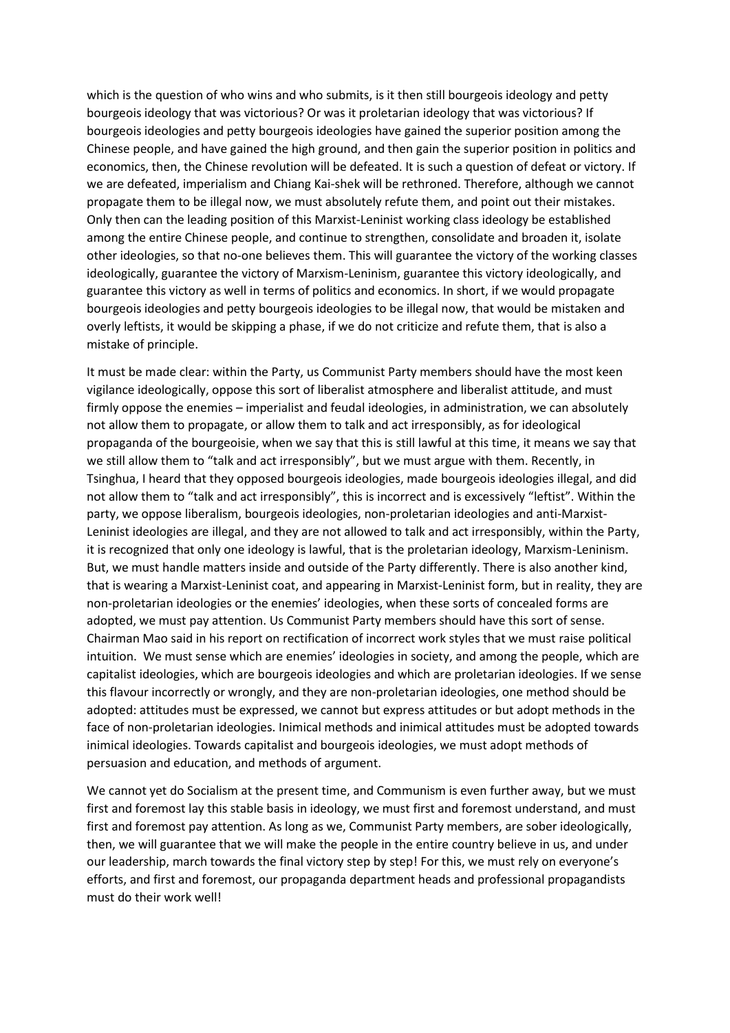which is the question of who wins and who submits, is it then still bourgeois ideology and petty bourgeois ideology that was victorious? Or was it proletarian ideology that was victorious? If bourgeois ideologies and petty bourgeois ideologies have gained the superior position among the Chinese people, and have gained the high ground, and then gain the superior position in politics and economics, then, the Chinese revolution will be defeated. It is such a question of defeat or victory. If we are defeated, imperialism and Chiang Kai-shek will be rethroned. Therefore, although we cannot propagate them to be illegal now, we must absolutely refute them, and point out their mistakes. Only then can the leading position of this Marxist-Leninist working class ideology be established among the entire Chinese people, and continue to strengthen, consolidate and broaden it, isolate other ideologies, so that no-one believes them. This will guarantee the victory of the working classes ideologically, guarantee the victory of Marxism-Leninism, guarantee this victory ideologically, and guarantee this victory as well in terms of politics and economics. In short, if we would propagate bourgeois ideologies and petty bourgeois ideologies to be illegal now, that would be mistaken and overly leftists, it would be skipping a phase, if we do not criticize and refute them, that is also a mistake of principle.

It must be made clear: within the Party, us Communist Party members should have the most keen vigilance ideologically, oppose this sort of liberalist atmosphere and liberalist attitude, and must firmly oppose the enemies – imperialist and feudal ideologies, in administration, we can absolutely not allow them to propagate, or allow them to talk and act irresponsibly, as for ideological propaganda of the bourgeoisie, when we say that this is still lawful at this time, it means we say that we still allow them to "talk and act irresponsibly", but we must argue with them. Recently, in Tsinghua, I heard that they opposed bourgeois ideologies, made bourgeois ideologies illegal, and did not allow them to "talk and act irresponsibly", this is incorrect and is excessively "leftist". Within the party, we oppose liberalism, bourgeois ideologies, non-proletarian ideologies and anti-Marxist-Leninist ideologies are illegal, and they are not allowed to talk and act irresponsibly, within the Party, it is recognized that only one ideology is lawful, that is the proletarian ideology, Marxism-Leninism. But, we must handle matters inside and outside of the Party differently. There is also another kind, that is wearing a Marxist-Leninist coat, and appearing in Marxist-Leninist form, but in reality, they are non-proletarian ideologies or the enemies' ideologies, when these sorts of concealed forms are adopted, we must pay attention. Us Communist Party members should have this sort of sense. Chairman Mao said in his report on rectification of incorrect work styles that we must raise political intuition. We must sense which are enemies' ideologies in society, and among the people, which are capitalist ideologies, which are bourgeois ideologies and which are proletarian ideologies. If we sense this flavour incorrectly or wrongly, and they are non-proletarian ideologies, one method should be adopted: attitudes must be expressed, we cannot but express attitudes or but adopt methods in the face of non-proletarian ideologies. Inimical methods and inimical attitudes must be adopted towards inimical ideologies. Towards capitalist and bourgeois ideologies, we must adopt methods of persuasion and education, and methods of argument.

We cannot yet do Socialism at the present time, and Communism is even further away, but we must first and foremost lay this stable basis in ideology, we must first and foremost understand, and must first and foremost pay attention. As long as we, Communist Party members, are sober ideologically, then, we will guarantee that we will make the people in the entire country believe in us, and under our leadership, march towards the final victory step by step! For this, we must rely on everyone's efforts, and first and foremost, our propaganda department heads and professional propagandists must do their work well!